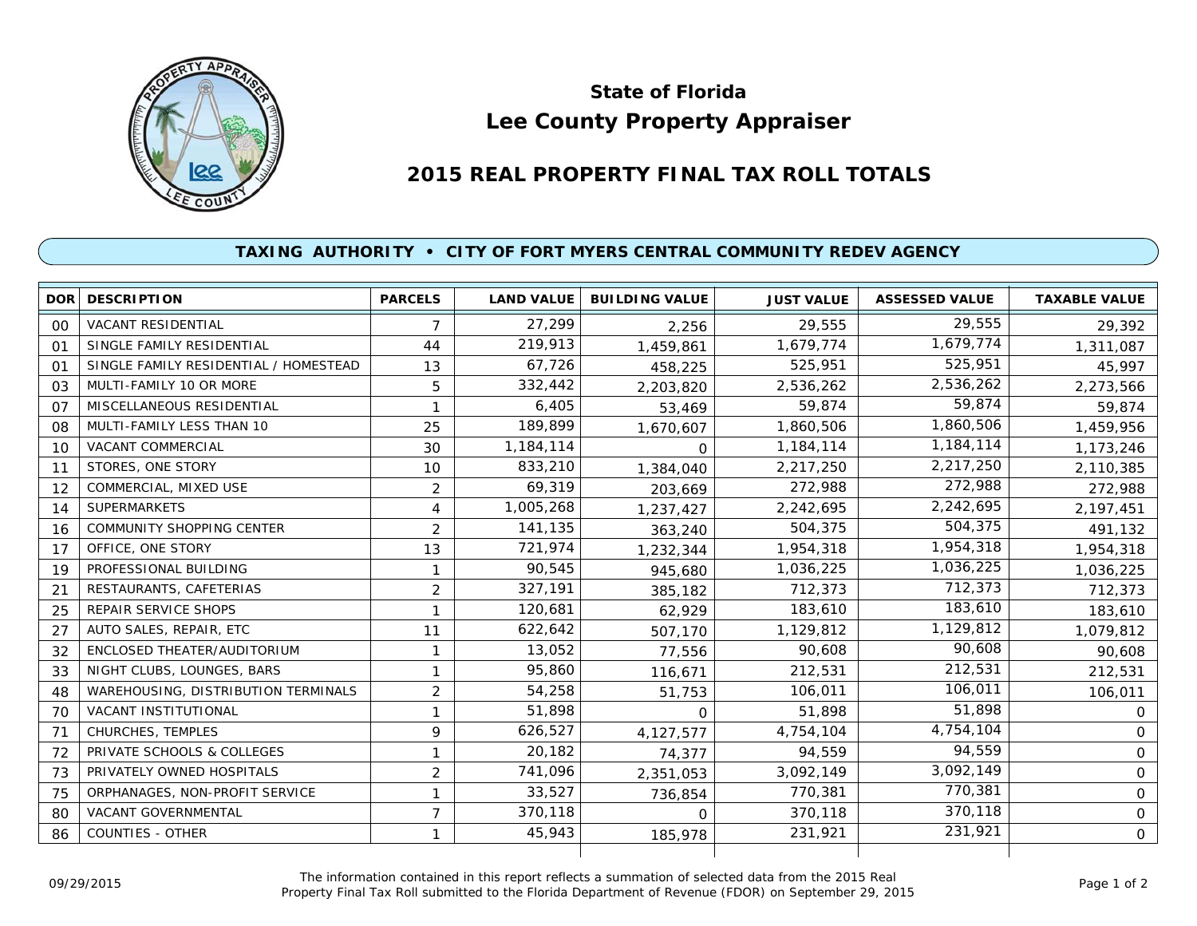# State of Florida
# Lee County Property Appraiser

## 2015 REAL PROPERTY FINAL TAX ROLL TOTALS

### TAXING AUTHORITY • CITY OF FORT MYERS CENTRAL COMMUNITY REDEV AGENCY

| DOR | DESCRIPTION | PARCELS | LAND VALUE | BUILDING VALUE | JUST VALUE | ASSESSED VALUE | TAXABLE VALUE |
|---|---|---|---|---|---|---|---|
| 00 | VACANT RESIDENTIAL | 7 | 27,299 | 2,256 | 29,555 | 29,555 | 29,392 |
| 01 | SINGLE FAMILY RESIDENTIAL | 44 | 219,913 | 1,459,861 | 1,679,774 | 1,679,774 | 1,311,087 |
| 01 | SINGLE FAMILY RESIDENTIAL / HOMESTEAD | 13 | 67,726 | 458,225 | 525,951 | 525,951 | 45,997 |
| 03 | MULTI-FAMILY 10 OR MORE | 5 | 332,442 | 2,203,820 | 2,536,262 | 2,536,262 | 2,273,566 |
| 07 | MISCELLANEOUS RESIDENTIAL | 1 | 6,405 | 53,469 | 59,874 | 59,874 | 59,874 |
| 08 | MULTI-FAMILY LESS THAN 10 | 25 | 189,899 | 1,670,607 | 1,860,506 | 1,860,506 | 1,459,956 |
| 10 | VACANT COMMERCIAL | 30 | 1,184,114 | 0 | 1,184,114 | 1,184,114 | 1,173,246 |
| 11 | STORES, ONE STORY | 10 | 833,210 | 1,384,040 | 2,217,250 | 2,217,250 | 2,110,385 |
| 12 | COMMERCIAL, MIXED USE | 2 | 69,319 | 203,669 | 272,988 | 272,988 | 272,988 |
| 14 | SUPERMARKETS | 4 | 1,005,268 | 1,237,427 | 2,242,695 | 2,242,695 | 2,197,451 |
| 16 | COMMUNITY SHOPPING CENTER | 2 | 141,135 | 363,240 | 504,375 | 504,375 | 491,132 |
| 17 | OFFICE, ONE STORY | 13 | 721,974 | 1,232,344 | 1,954,318 | 1,954,318 | 1,954,318 |
| 19 | PROFESSIONAL BUILDING | 1 | 90,545 | 945,680 | 1,036,225 | 1,036,225 | 1,036,225 |
| 21 | RESTAURANTS, CAFETERIAS | 2 | 327,191 | 385,182 | 712,373 | 712,373 | 712,373 |
| 25 | REPAIR SERVICE SHOPS | 1 | 120,681 | 62,929 | 183,610 | 183,610 | 183,610 |
| 27 | AUTO SALES, REPAIR, ETC | 11 | 622,642 | 507,170 | 1,129,812 | 1,129,812 | 1,079,812 |
| 32 | ENCLOSED THEATER/AUDITORIUM | 1 | 13,052 | 77,556 | 90,608 | 90,608 | 90,608 |
| 33 | NIGHT CLUBS, LOUNGES, BARS | 1 | 95,860 | 116,671 | 212,531 | 212,531 | 212,531 |
| 48 | WAREHOUSING, DISTRIBUTION TERMINALS | 2 | 54,258 | 51,753 | 106,011 | 106,011 | 106,011 |
| 70 | VACANT INSTITUTIONAL | 1 | 51,898 | 0 | 51,898 | 51,898 | 0 |
| 71 | CHURCHES, TEMPLES | 9 | 626,527 | 4,127,577 | 4,754,104 | 4,754,104 | 0 |
| 72 | PRIVATE SCHOOLS & COLLEGES | 1 | 20,182 | 74,377 | 94,559 | 94,559 | 0 |
| 73 | PRIVATELY OWNED HOSPITALS | 2 | 741,096 | 2,351,053 | 3,092,149 | 3,092,149 | 0 |
| 75 | ORPHANAGES, NON-PROFIT SERVICE | 1 | 33,527 | 736,854 | 770,381 | 770,381 | 0 |
| 80 | VACANT GOVERNMENTAL | 7 | 370,118 | 0 | 370,118 | 370,118 | 0 |
| 86 | COUNTIES - OTHER | 1 | 45,943 | 185,978 | 231,921 | 231,921 | 0 |

09/29/2015

The information contained in this report reflects a summation of selected data from the 2015 Real Property Final Tax Roll submitted to the Florida Department of Revenue (FDOR) on September 29, 2015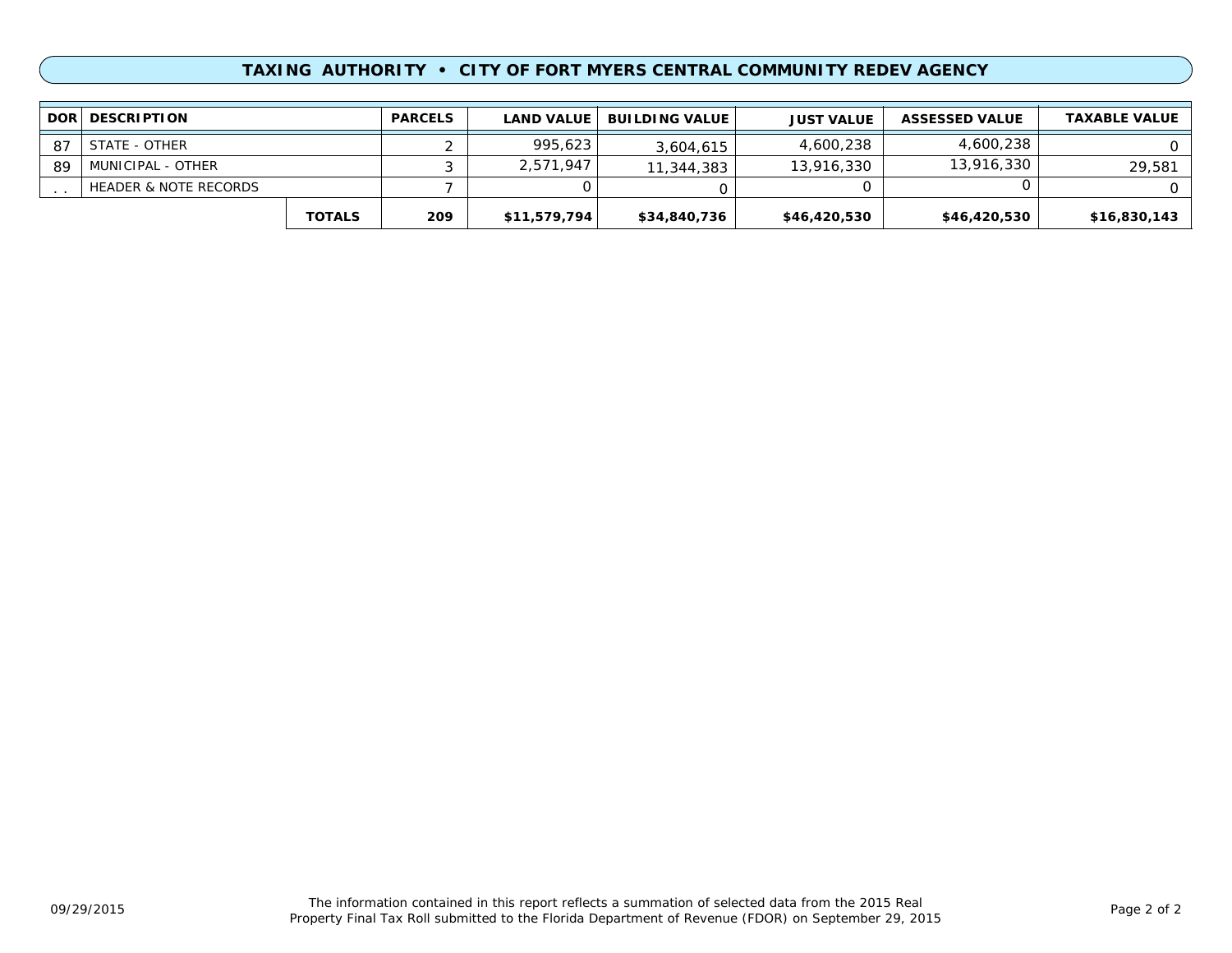## TAXING AUTHORITY • CITY OF FORT MYERS CENTRAL COMMUNITY REDEV AGENCY

| DOR | DESCRIPTION | PARCELS | LAND VALUE | BUILDING VALUE | JUST VALUE | ASSESSED VALUE | TAXABLE VALUE |
|---|---|---|---|---|---|---|---|
| 87 | STATE - OTHER | 2 | 995,623 | 3,604,615 | 4,600,238 | 4,600,238 | 0 |
| 89 | MUNICIPAL - OTHER | 3 | 2,571,947 | 11,344,383 | 13,916,330 | 13,916,330 | 29,581 |
| . . | HEADER & NOTE RECORDS | 7 | 0 | 0 | 0 | 0 | 0 |
| | **TOTALS** | **209** | **$11,579,794** | **$34,840,736** | **$46,420,530** | **$46,420,530** | **$16,830,143** |

09/29/2015

The information contained in this report reflects a summation of selected data from the 2015 Real Property Final Tax Roll submitted to the Florida Department of Revenue (FDOR) on September 29, 2015